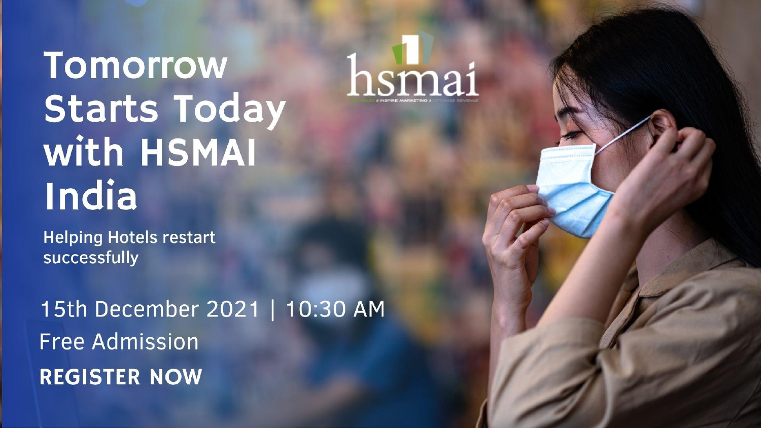# Tomorrow Starts Today with HSMAI India

hsmai

Helping Hotels restart successfully

15th December 2021 | 10:30 AM

Free Admission

**REGISTER NOW**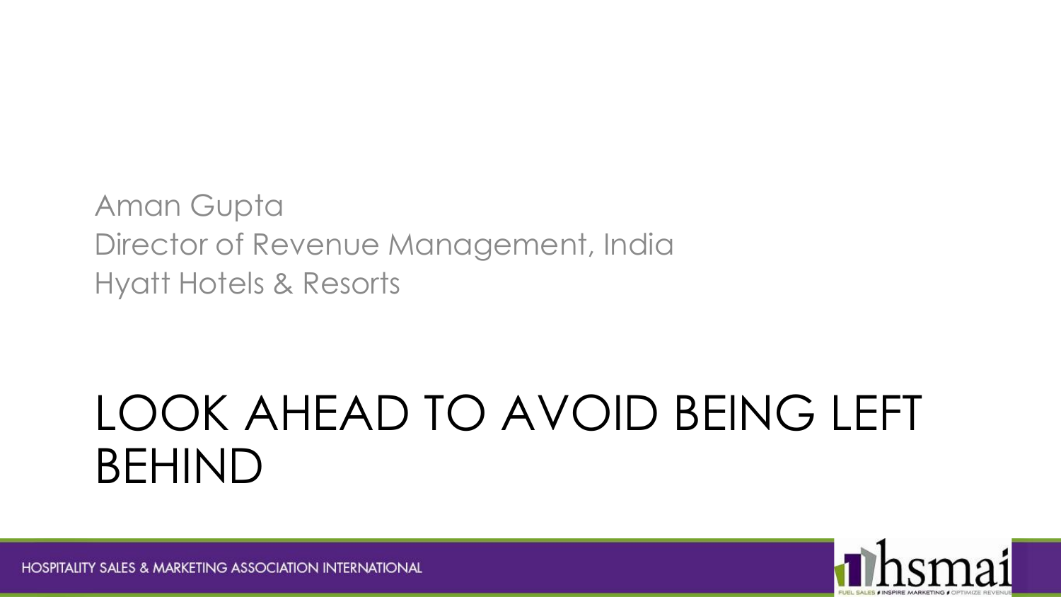Aman Gupta
Director of Revenue Management, India
Hyatt Hotels & Resorts

# LOOK AHEAD TO AVOID BEING LEFT BEHIND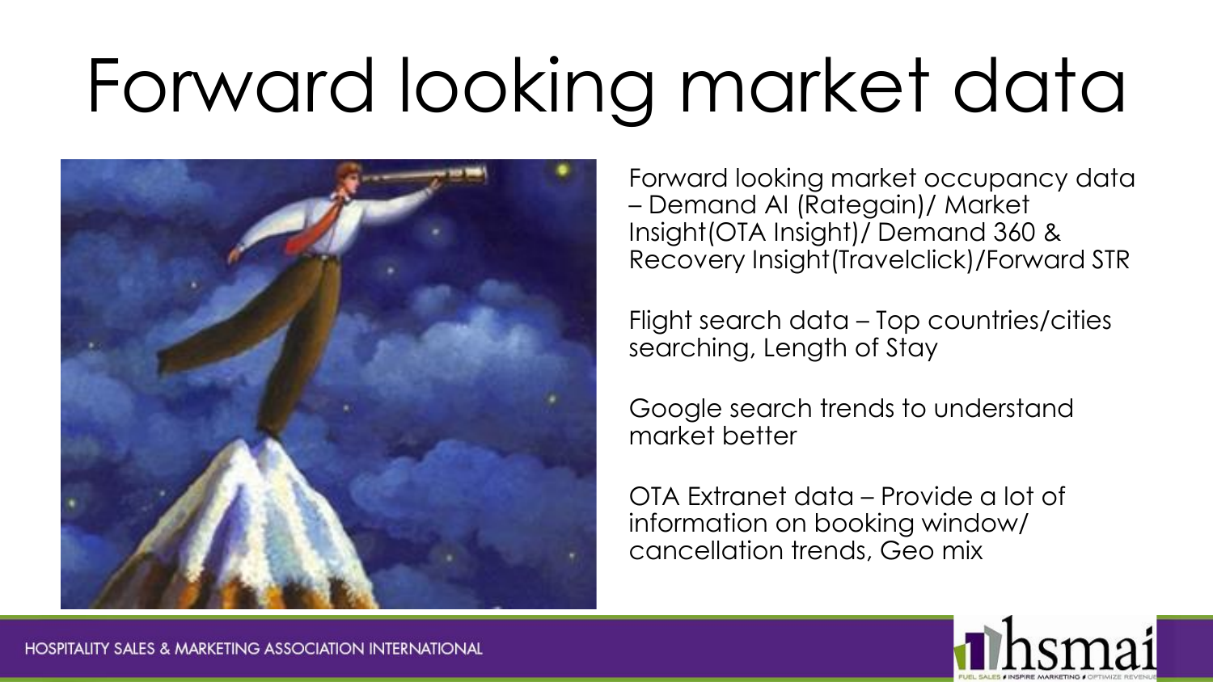# Forward looking market data

Forward looking market occupancy data – Demand AI (Rategain)/ Market Insight(OTA Insight)/ Demand 360 & Recovery Insight(Travelclick)/Forward STR

Flight search data – Top countries/cities searching, Length of Stay

Google search trends to understand market better

OTA Extranet data – Provide a lot of information on booking window/ cancellation trends, Geo mix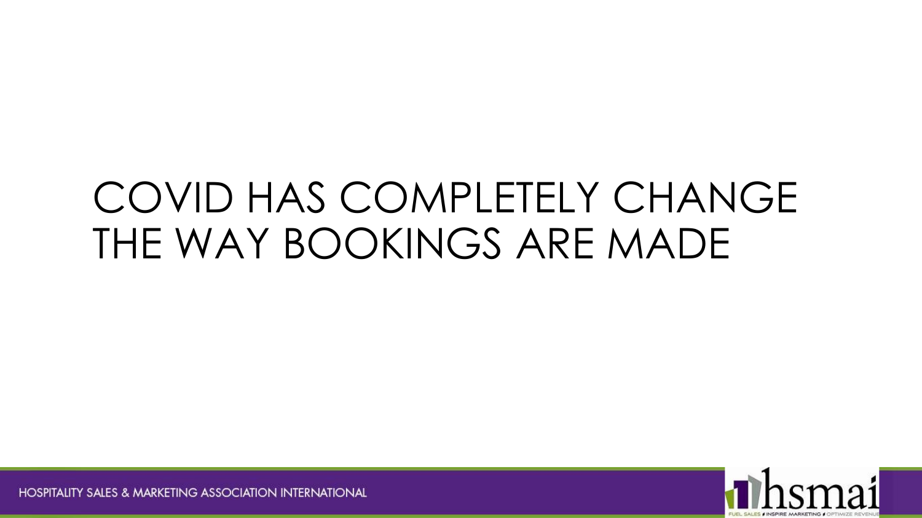# COVID HAS COMPLETELY CHANGE THE WAY BOOKINGS ARE MADE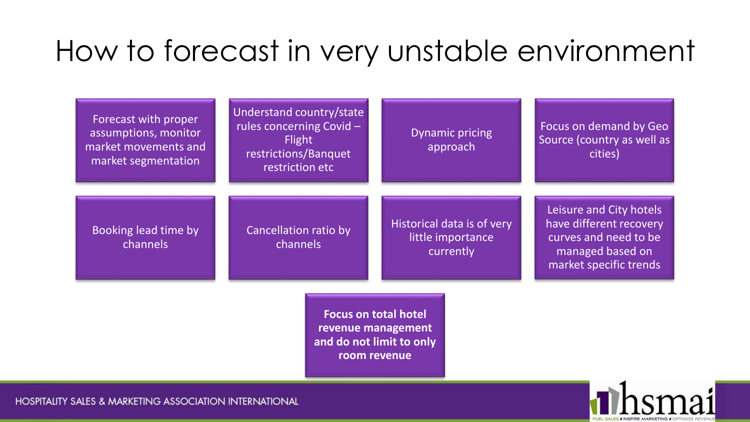# How to forecast in very unstable environment

- Forecast with proper assumptions, monitor market movements and market segmentation
- Understand country/state rules concerning Covid – Flight restrictions/Banquet restriction etc
- Dynamic pricing approach
- Focus on demand by Geo Source (country as well as cities)
- Booking lead time by channels
- Cancellation ratio by channels
- Historical data is of very little importance currently
- Leisure and City hotels have different recovery curves and need to be managed based on market specific trends
- **Focus on total hotel revenue management and do not limit to only room revenue**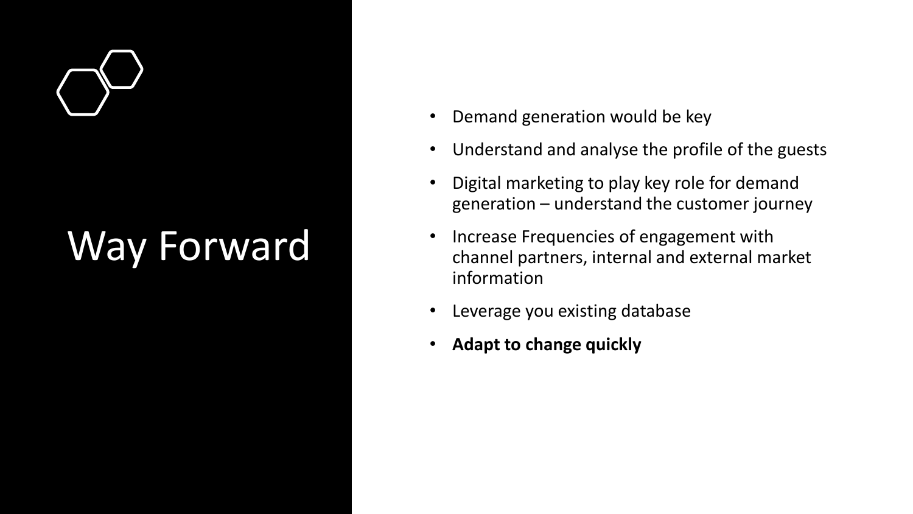# Way Forward

- Demand generation would be key
- Understand and analyse the profile of the guests
- Digital marketing to play key role for demand generation – understand the customer journey
- Increase Frequencies of engagement with channel partners, internal and external market information
- Leverage you existing database
- **Adapt to change quickly**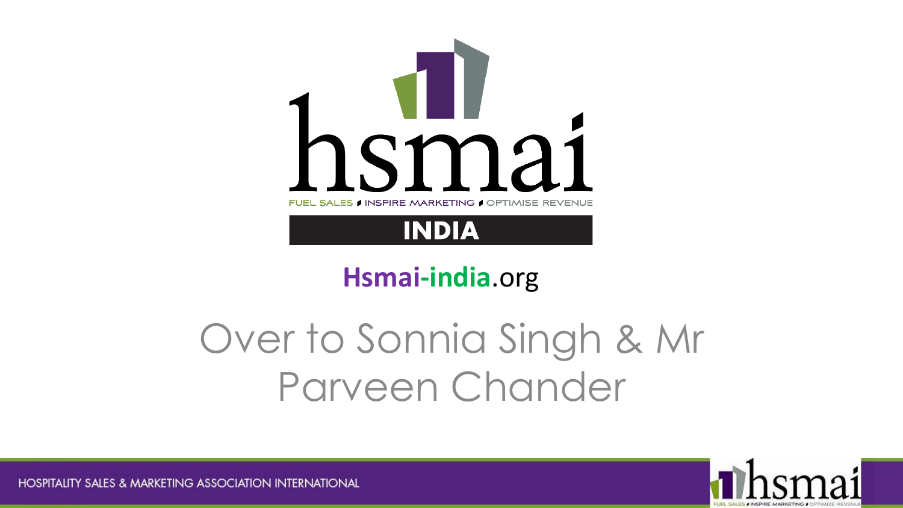hsmai

FUEL SALES / INSPIRE MARKETING / OPTIMISE REVENUE

INDIA

Hsmai-india.org

# Over to Sonnia Singh & Mr Parveen Chander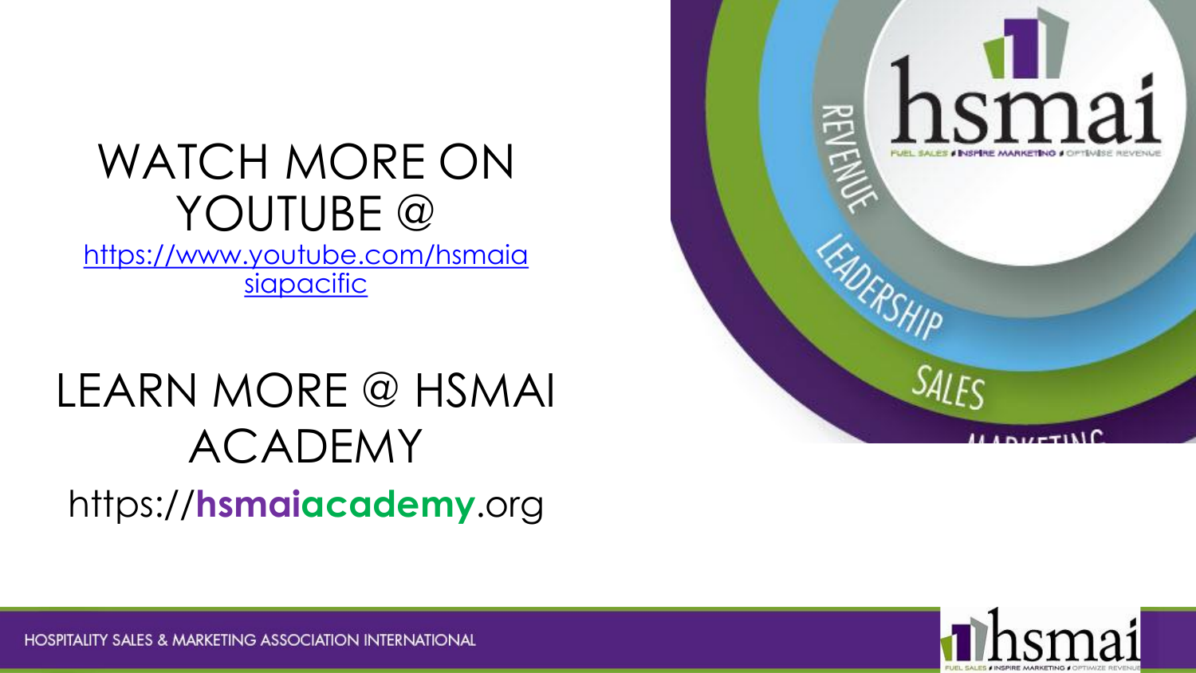WATCH MORE ON YOUTUBE @
https://www.youtube.com/hsmaiasiapacific

LEARN MORE @ HSMAI ACADEMY
https://**hsmaiacademy**.org

HOSPITALITY SALES & MARKETING ASSOCIATION INTERNATIONAL